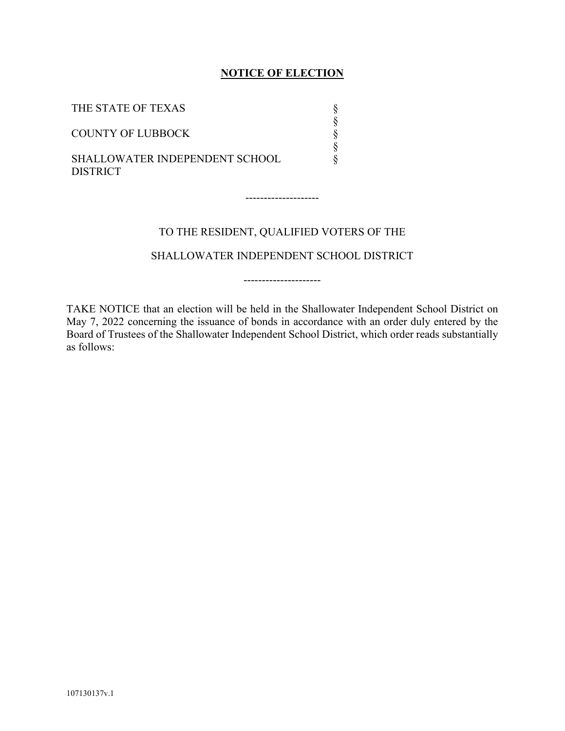**NOTICE OF ELECTION**

| | |
|---|---|
| THE STATE OF TEXAS | § |
| | § |
| COUNTY OF LUBBOCK | § |
| | § |
| SHALLOWATER INDEPENDENT SCHOOL DISTRICT | § |

--------------------

TO THE RESIDENT, QUALIFIED VOTERS OF THE

SHALLOWATER INDEPENDENT SCHOOL DISTRICT

---------------------

TAKE NOTICE that an election will be held in the Shallowater Independent School District on May 7, 2022 concerning the issuance of bonds in accordance with an order duly entered by the Board of Trustees of the Shallowater Independent School District, which order reads substantially as follows:

107130137v.1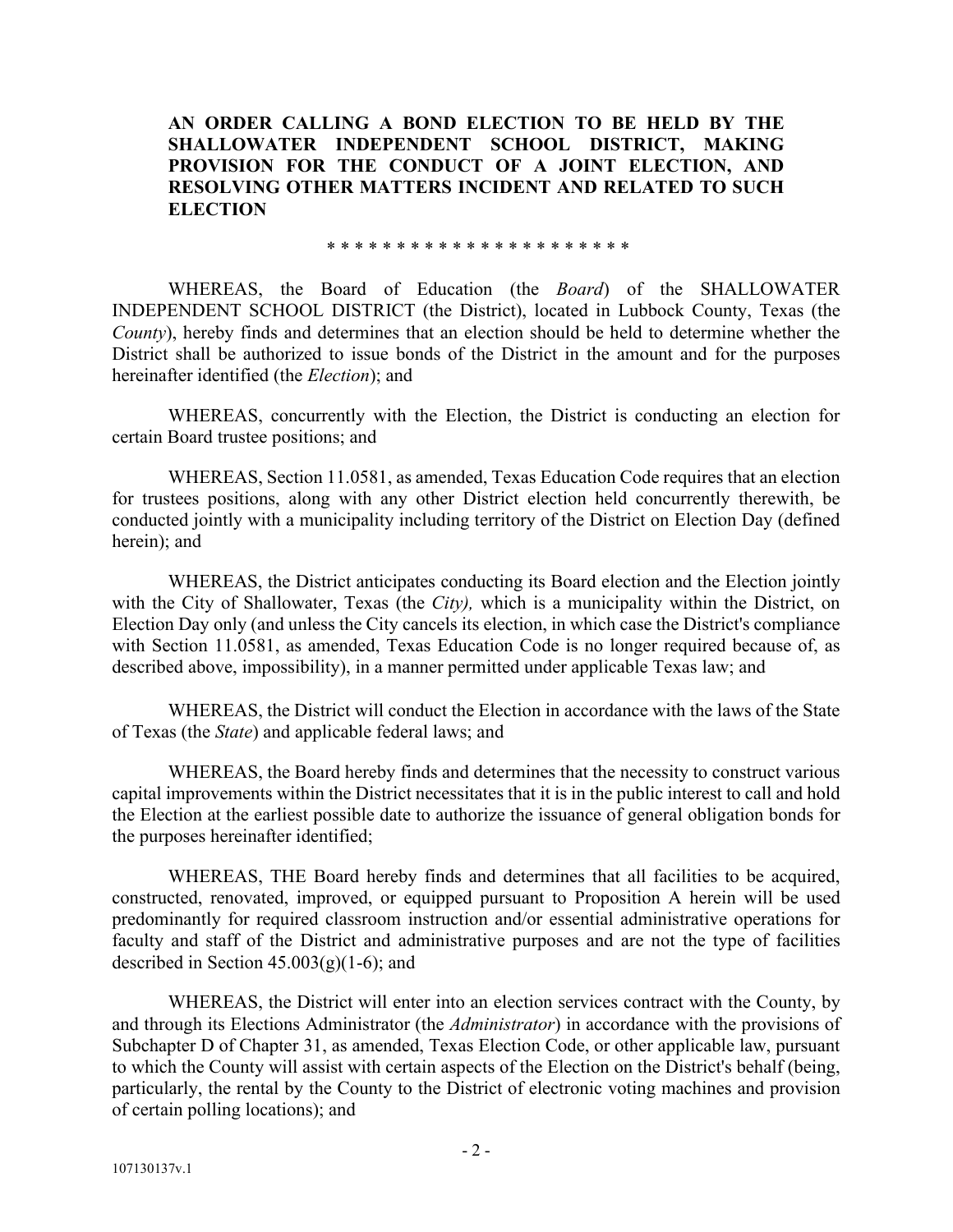**AN ORDER CALLING A BOND ELECTION TO BE HELD BY THE SHALLOWATER INDEPENDENT SCHOOL DISTRICT, MAKING PROVISION FOR THE CONDUCT OF A JOINT ELECTION, AND RESOLVING OTHER MATTERS INCIDENT AND RELATED TO SUCH ELECTION**

* * * * * * * * * * * * * * * * * * * * * *

WHEREAS, the Board of Education (the *Board*) of the SHALLOWATER INDEPENDENT SCHOOL DISTRICT (the District), located in Lubbock County, Texas (the *County*), hereby finds and determines that an election should be held to determine whether the District shall be authorized to issue bonds of the District in the amount and for the purposes hereinafter identified (the *Election*); and

WHEREAS, concurrently with the Election, the District is conducting an election for certain Board trustee positions; and

WHEREAS, Section 11.0581, as amended, Texas Education Code requires that an election for trustees positions, along with any other District election held concurrently therewith, be conducted jointly with a municipality including territory of the District on Election Day (defined herein); and

WHEREAS, the District anticipates conducting its Board election and the Election jointly with the City of Shallowater, Texas (the *City),* which is a municipality within the District, on Election Day only (and unless the City cancels its election, in which case the District's compliance with Section 11.0581, as amended, Texas Education Code is no longer required because of, as described above, impossibility), in a manner permitted under applicable Texas law; and

WHEREAS, the District will conduct the Election in accordance with the laws of the State of Texas (the *State*) and applicable federal laws; and

WHEREAS, the Board hereby finds and determines that the necessity to construct various capital improvements within the District necessitates that it is in the public interest to call and hold the Election at the earliest possible date to authorize the issuance of general obligation bonds for the purposes hereinafter identified;

WHEREAS, THE Board hereby finds and determines that all facilities to be acquired, constructed, renovated, improved, or equipped pursuant to Proposition A herein will be used predominantly for required classroom instruction and/or essential administrative operations for faculty and staff of the District and administrative purposes and are not the type of facilities described in Section 45.003(g)(1-6); and

WHEREAS, the District will enter into an election services contract with the County, by and through its Elections Administrator (the *Administrator*) in accordance with the provisions of Subchapter D of Chapter 31, as amended, Texas Election Code, or other applicable law, pursuant to which the County will assist with certain aspects of the Election on the District's behalf (being, particularly, the rental by the County to the District of electronic voting machines and provision of certain polling locations); and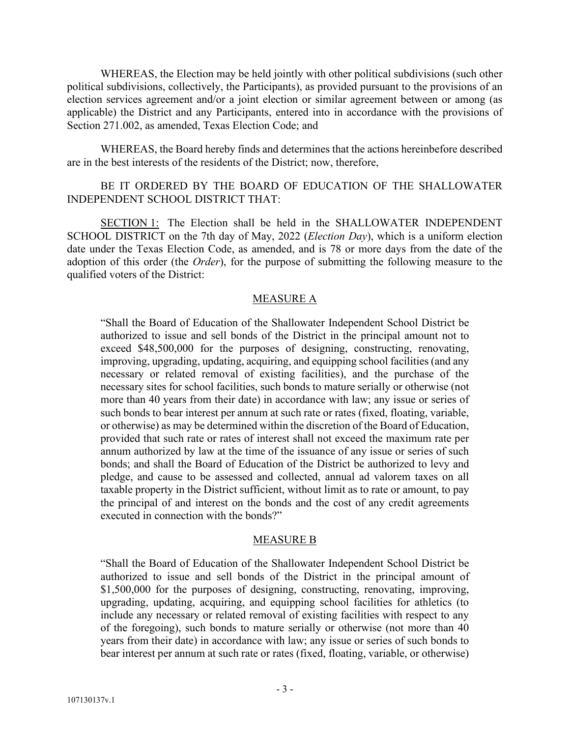WHEREAS, the Election may be held jointly with other political subdivisions (such other political subdivisions, collectively, the Participants), as provided pursuant to the provisions of an election services agreement and/or a joint election or similar agreement between or among (as applicable) the District and any Participants, entered into in accordance with the provisions of Section 271.002, as amended, Texas Election Code; and

WHEREAS, the Board hereby finds and determines that the actions hereinbefore described are in the best interests of the residents of the District; now, therefore,

BE IT ORDERED BY THE BOARD OF EDUCATION OF THE SHALLOWATER INDEPENDENT SCHOOL DISTRICT THAT:

<u>SECTION 1:</u> The Election shall be held in the SHALLOWATER INDEPENDENT SCHOOL DISTRICT on the 7th day of May, 2022 (*Election Day*), which is a uniform election date under the Texas Election Code, as amended, and is 78 or more days from the date of the adoption of this order (the *Order*), for the purpose of submitting the following measure to the qualified voters of the District:

<u>MEASURE A</u>

> "Shall the Board of Education of the Shallowater Independent School District be authorized to issue and sell bonds of the District in the principal amount not to exceed $48,500,000 for the purposes of designing, constructing, renovating, improving, upgrading, updating, acquiring, and equipping school facilities (and any necessary or related removal of existing facilities), and the purchase of the necessary sites for school facilities, such bonds to mature serially or otherwise (not more than 40 years from their date) in accordance with law; any issue or series of such bonds to bear interest per annum at such rate or rates (fixed, floating, variable, or otherwise) as may be determined within the discretion of the Board of Education, provided that such rate or rates of interest shall not exceed the maximum rate per annum authorized by law at the time of the issuance of any issue or series of such bonds; and shall the Board of Education of the District be authorized to levy and pledge, and cause to be assessed and collected, annual ad valorem taxes on all taxable property in the District sufficient, without limit as to rate or amount, to pay the principal of and interest on the bonds and the cost of any credit agreements executed in connection with the bonds?"

<u>MEASURE B</u>

> "Shall the Board of Education of the Shallowater Independent School District be authorized to issue and sell bonds of the District in the principal amount of $1,500,000 for the purposes of designing, constructing, renovating, improving, upgrading, updating, acquiring, and equipping school facilities for athletics (to include any necessary or related removal of existing facilities with respect to any of the foregoing), such bonds to mature serially or otherwise (not more than 40 years from their date) in accordance with law; any issue or series of such bonds to bear interest per annum at such rate or rates (fixed, floating, variable, or otherwise)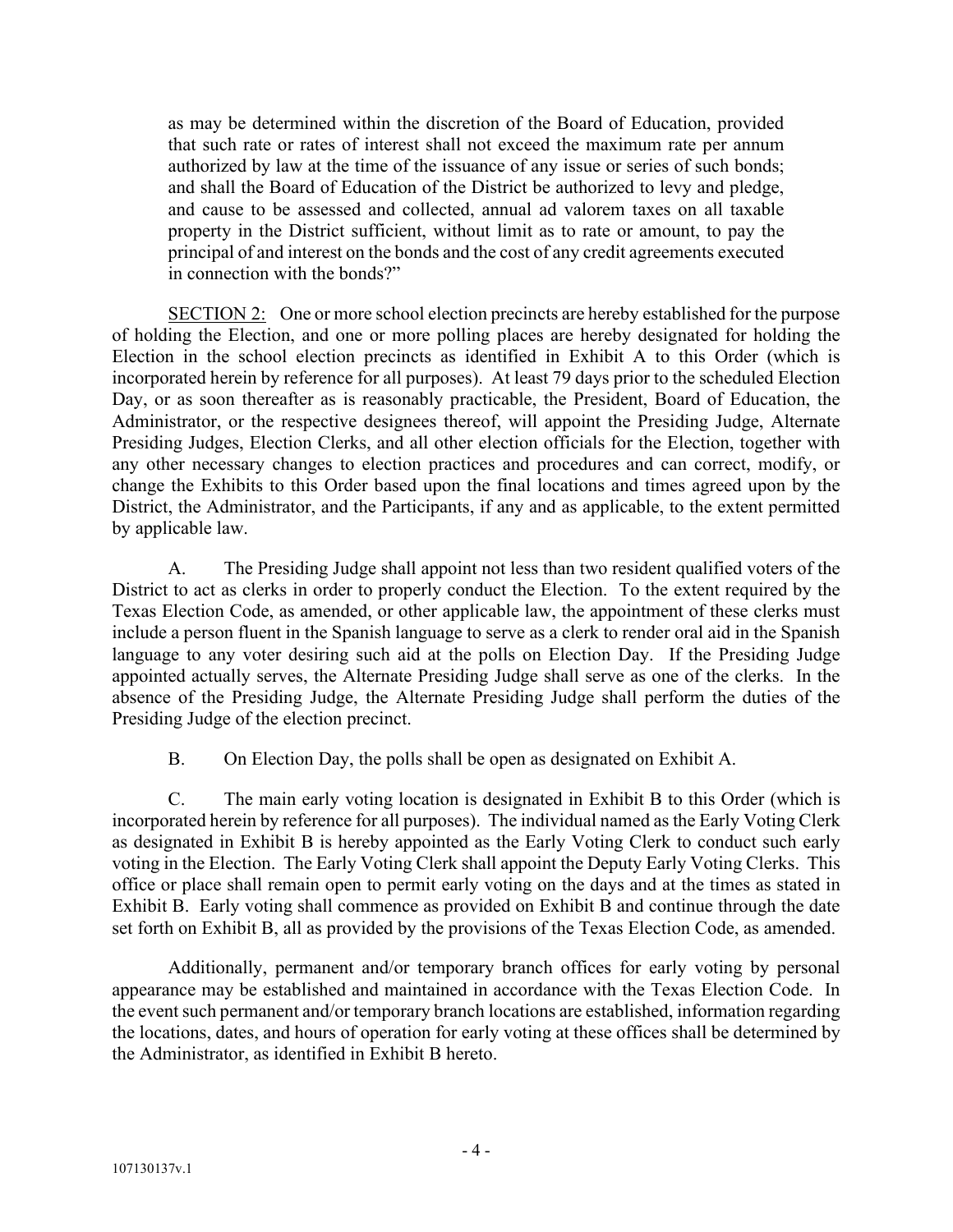as may be determined within the discretion of the Board of Education, provided that such rate or rates of interest shall not exceed the maximum rate per annum authorized by law at the time of the issuance of any issue or series of such bonds; and shall the Board of Education of the District be authorized to levy and pledge, and cause to be assessed and collected, annual ad valorem taxes on all taxable property in the District sufficient, without limit as to rate or amount, to pay the principal of and interest on the bonds and the cost of any credit agreements executed in connection with the bonds?"

SECTION 2: One or more school election precincts are hereby established for the purpose of holding the Election, and one or more polling places are hereby designated for holding the Election in the school election precincts as identified in Exhibit A to this Order (which is incorporated herein by reference for all purposes). At least 79 days prior to the scheduled Election Day, or as soon thereafter as is reasonably practicable, the President, Board of Education, the Administrator, or the respective designees thereof, will appoint the Presiding Judge, Alternate Presiding Judges, Election Clerks, and all other election officials for the Election, together with any other necessary changes to election practices and procedures and can correct, modify, or change the Exhibits to this Order based upon the final locations and times agreed upon by the District, the Administrator, and the Participants, if any and as applicable, to the extent permitted by applicable law.

A. The Presiding Judge shall appoint not less than two resident qualified voters of the District to act as clerks in order to properly conduct the Election. To the extent required by the Texas Election Code, as amended, or other applicable law, the appointment of these clerks must include a person fluent in the Spanish language to serve as a clerk to render oral aid in the Spanish language to any voter desiring such aid at the polls on Election Day. If the Presiding Judge appointed actually serves, the Alternate Presiding Judge shall serve as one of the clerks. In the absence of the Presiding Judge, the Alternate Presiding Judge shall perform the duties of the Presiding Judge of the election precinct.

B. On Election Day, the polls shall be open as designated on Exhibit A.

C. The main early voting location is designated in Exhibit B to this Order (which is incorporated herein by reference for all purposes). The individual named as the Early Voting Clerk as designated in Exhibit B is hereby appointed as the Early Voting Clerk to conduct such early voting in the Election. The Early Voting Clerk shall appoint the Deputy Early Voting Clerks. This office or place shall remain open to permit early voting on the days and at the times as stated in Exhibit B. Early voting shall commence as provided on Exhibit B and continue through the date set forth on Exhibit B, all as provided by the provisions of the Texas Election Code, as amended.

Additionally, permanent and/or temporary branch offices for early voting by personal appearance may be established and maintained in accordance with the Texas Election Code. In the event such permanent and/or temporary branch locations are established, information regarding the locations, dates, and hours of operation for early voting at these offices shall be determined by the Administrator, as identified in Exhibit B hereto.

107130137v.1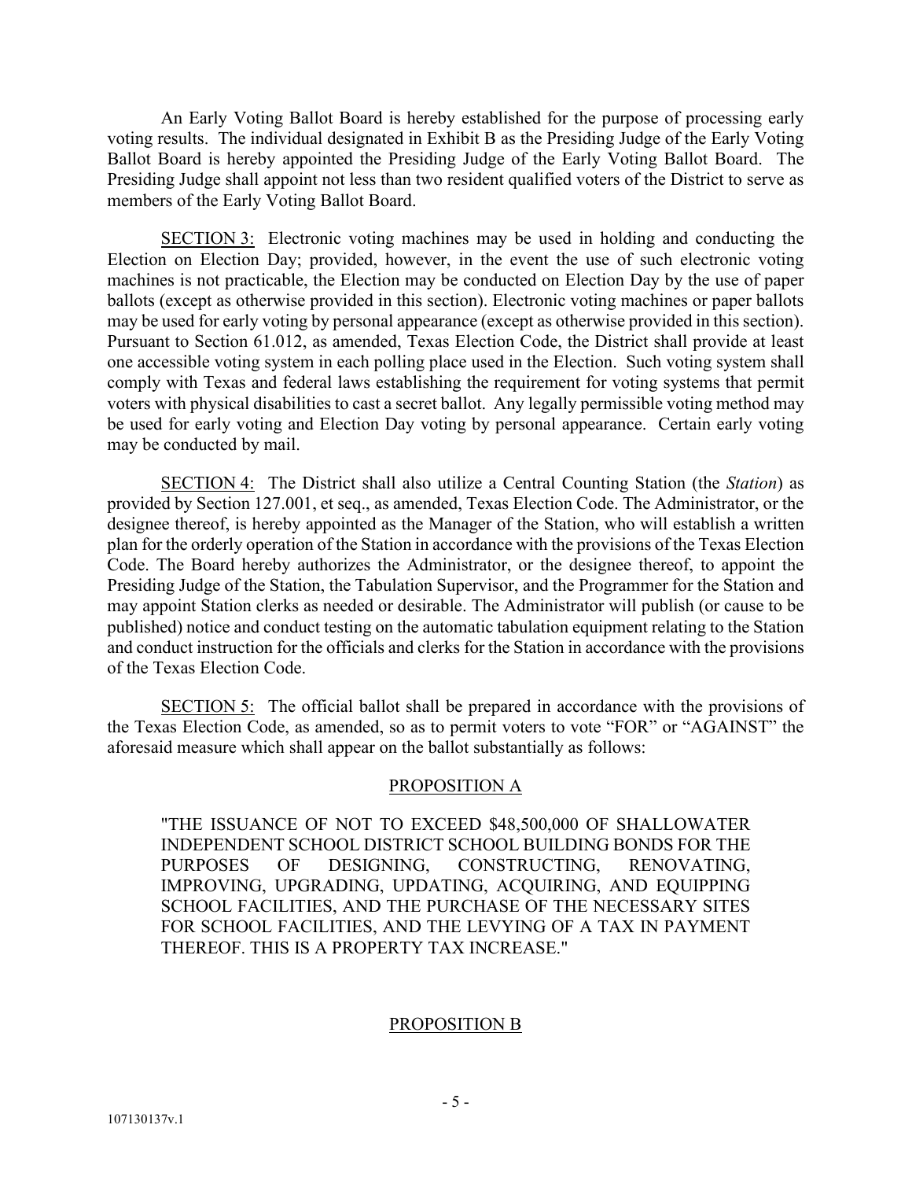An Early Voting Ballot Board is hereby established for the purpose of processing early voting results. The individual designated in Exhibit B as the Presiding Judge of the Early Voting Ballot Board is hereby appointed the Presiding Judge of the Early Voting Ballot Board. The Presiding Judge shall appoint not less than two resident qualified voters of the District to serve as members of the Early Voting Ballot Board.

<u>SECTION 3:</u> Electronic voting machines may be used in holding and conducting the Election on Election Day; provided, however, in the event the use of such electronic voting machines is not practicable, the Election may be conducted on Election Day by the use of paper ballots (except as otherwise provided in this section). Electronic voting machines or paper ballots may be used for early voting by personal appearance (except as otherwise provided in this section). Pursuant to Section 61.012, as amended, Texas Election Code, the District shall provide at least one accessible voting system in each polling place used in the Election. Such voting system shall comply with Texas and federal laws establishing the requirement for voting systems that permit voters with physical disabilities to cast a secret ballot. Any legally permissible voting method may be used for early voting and Election Day voting by personal appearance. Certain early voting may be conducted by mail.

<u>SECTION 4:</u> The District shall also utilize a Central Counting Station (the *Station*) as provided by Section 127.001, et seq., as amended, Texas Election Code. The Administrator, or the designee thereof, is hereby appointed as the Manager of the Station, who will establish a written plan for the orderly operation of the Station in accordance with the provisions of the Texas Election Code. The Board hereby authorizes the Administrator, or the designee thereof, to appoint the Presiding Judge of the Station, the Tabulation Supervisor, and the Programmer for the Station and may appoint Station clerks as needed or desirable. The Administrator will publish (or cause to be published) notice and conduct testing on the automatic tabulation equipment relating to the Station and conduct instruction for the officials and clerks for the Station in accordance with the provisions of the Texas Election Code.

<u>SECTION 5:</u> The official ballot shall be prepared in accordance with the provisions of the Texas Election Code, as amended, so as to permit voters to vote "FOR" or "AGAINST" the aforesaid measure which shall appear on the ballot substantially as follows:

<u>PROPOSITION A</u>

"THE ISSUANCE OF NOT TO EXCEED $48,500,000 OF SHALLOWATER INDEPENDENT SCHOOL DISTRICT SCHOOL BUILDING BONDS FOR THE PURPOSES OF DESIGNING, CONSTRUCTING, RENOVATING, IMPROVING, UPGRADING, UPDATING, ACQUIRING, AND EQUIPPING SCHOOL FACILITIES, AND THE PURCHASE OF THE NECESSARY SITES FOR SCHOOL FACILITIES, AND THE LEVYING OF A TAX IN PAYMENT THEREOF. THIS IS A PROPERTY TAX INCREASE."

<u>PROPOSITION B</u>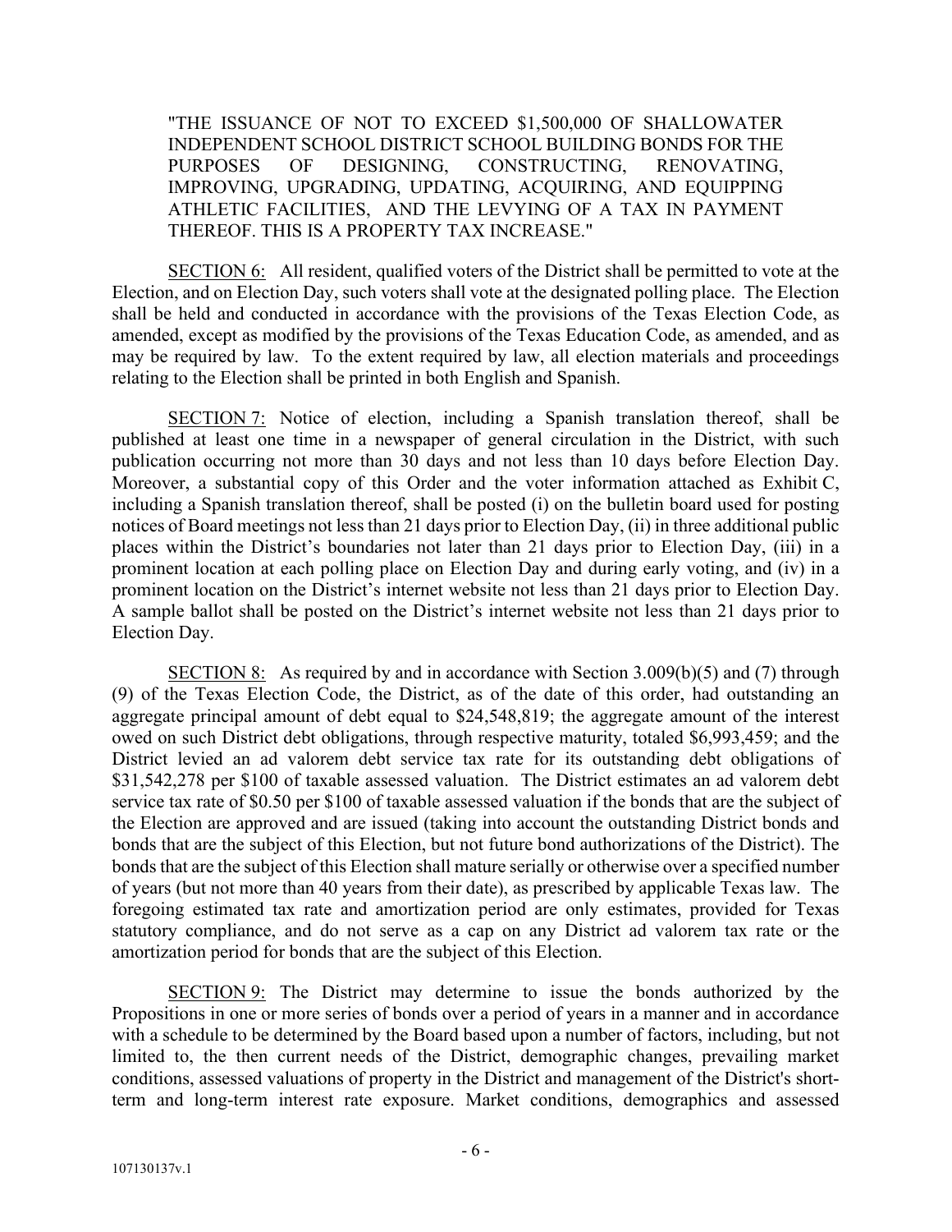"THE ISSUANCE OF NOT TO EXCEED $1,500,000 OF SHALLOWATER INDEPENDENT SCHOOL DISTRICT SCHOOL BUILDING BONDS FOR THE PURPOSES OF DESIGNING, CONSTRUCTING, RENOVATING, IMPROVING, UPGRADING, UPDATING, ACQUIRING, AND EQUIPPING ATHLETIC FACILITIES, AND THE LEVYING OF A TAX IN PAYMENT THEREOF. THIS IS A PROPERTY TAX INCREASE."

SECTION 6: All resident, qualified voters of the District shall be permitted to vote at the Election, and on Election Day, such voters shall vote at the designated polling place. The Election shall be held and conducted in accordance with the provisions of the Texas Election Code, as amended, except as modified by the provisions of the Texas Education Code, as amended, and as may be required by law. To the extent required by law, all election materials and proceedings relating to the Election shall be printed in both English and Spanish.

SECTION 7: Notice of election, including a Spanish translation thereof, shall be published at least one time in a newspaper of general circulation in the District, with such publication occurring not more than 30 days and not less than 10 days before Election Day. Moreover, a substantial copy of this Order and the voter information attached as Exhibit C, including a Spanish translation thereof, shall be posted (i) on the bulletin board used for posting notices of Board meetings not less than 21 days prior to Election Day, (ii) in three additional public places within the District's boundaries not later than 21 days prior to Election Day, (iii) in a prominent location at each polling place on Election Day and during early voting, and (iv) in a prominent location on the District's internet website not less than 21 days prior to Election Day. A sample ballot shall be posted on the District's internet website not less than 21 days prior to Election Day.

SECTION 8: As required by and in accordance with Section 3.009(b)(5) and (7) through (9) of the Texas Election Code, the District, as of the date of this order, had outstanding an aggregate principal amount of debt equal to $24,548,819; the aggregate amount of the interest owed on such District debt obligations, through respective maturity, totaled $6,993,459; and the District levied an ad valorem debt service tax rate for its outstanding debt obligations of $31,542,278 per $100 of taxable assessed valuation. The District estimates an ad valorem debt service tax rate of $0.50 per $100 of taxable assessed valuation if the bonds that are the subject of the Election are approved and are issued (taking into account the outstanding District bonds and bonds that are the subject of this Election, but not future bond authorizations of the District). The bonds that are the subject of this Election shall mature serially or otherwise over a specified number of years (but not more than 40 years from their date), as prescribed by applicable Texas law. The foregoing estimated tax rate and amortization period are only estimates, provided for Texas statutory compliance, and do not serve as a cap on any District ad valorem tax rate or the amortization period for bonds that are the subject of this Election.

SECTION 9: The District may determine to issue the bonds authorized by the Propositions in one or more series of bonds over a period of years in a manner and in accordance with a schedule to be determined by the Board based upon a number of factors, including, but not limited to, the then current needs of the District, demographic changes, prevailing market conditions, assessed valuations of property in the District and management of the District's short-term and long-term interest rate exposure. Market conditions, demographics and assessed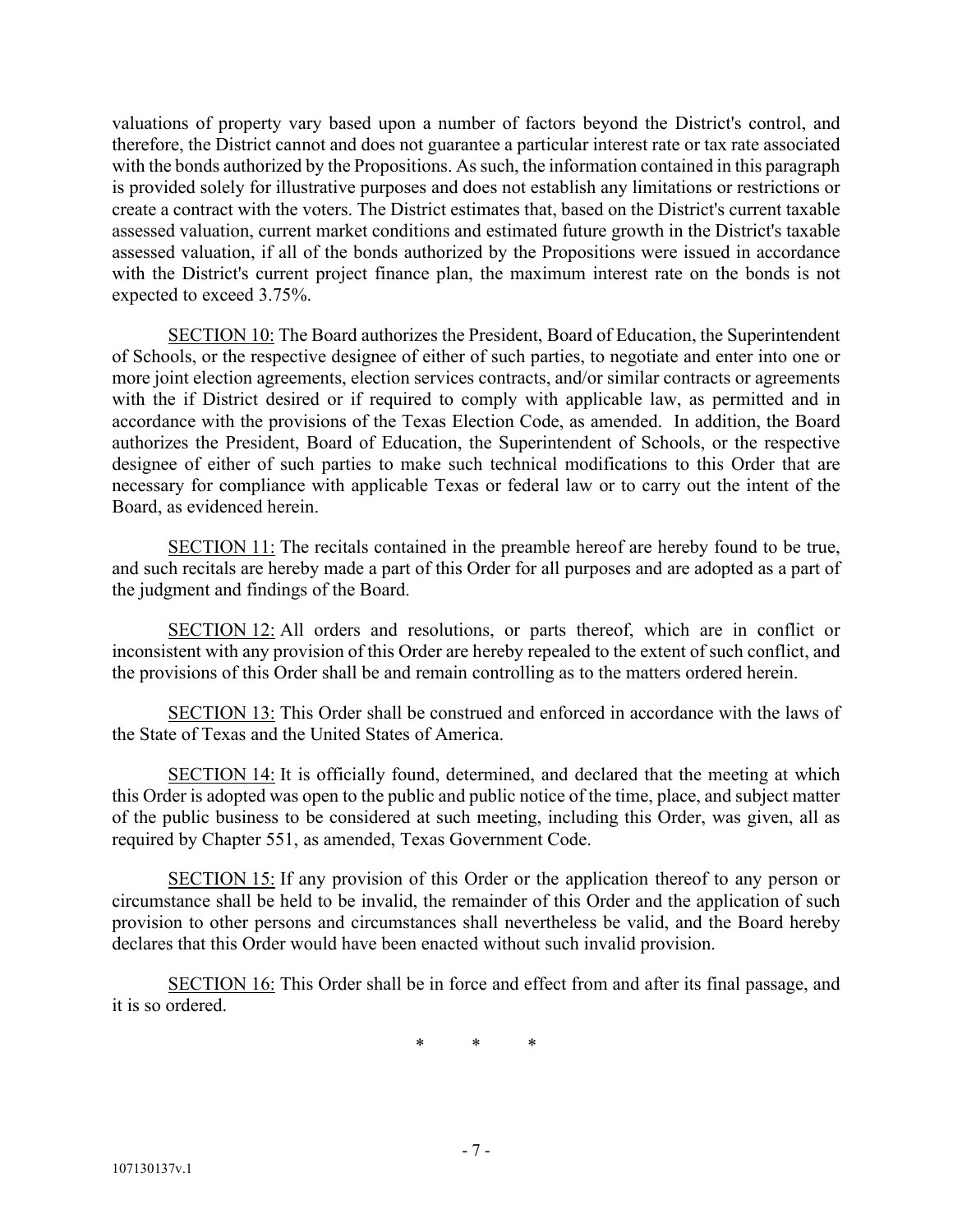valuations of property vary based upon a number of factors beyond the District's control, and therefore, the District cannot and does not guarantee a particular interest rate or tax rate associated with the bonds authorized by the Propositions. As such, the information contained in this paragraph is provided solely for illustrative purposes and does not establish any limitations or restrictions or create a contract with the voters. The District estimates that, based on the District's current taxable assessed valuation, current market conditions and estimated future growth in the District's taxable assessed valuation, if all of the bonds authorized by the Propositions were issued in accordance with the District's current project finance plan, the maximum interest rate on the bonds is not expected to exceed 3.75%.

SECTION 10: The Board authorizes the President, Board of Education, the Superintendent of Schools, or the respective designee of either of such parties, to negotiate and enter into one or more joint election agreements, election services contracts, and/or similar contracts or agreements with the if District desired or if required to comply with applicable law, as permitted and in accordance with the provisions of the Texas Election Code, as amended. In addition, the Board authorizes the President, Board of Education, the Superintendent of Schools, or the respective designee of either of such parties to make such technical modifications to this Order that are necessary for compliance with applicable Texas or federal law or to carry out the intent of the Board, as evidenced herein.

SECTION 11: The recitals contained in the preamble hereof are hereby found to be true, and such recitals are hereby made a part of this Order for all purposes and are adopted as a part of the judgment and findings of the Board.

SECTION 12: All orders and resolutions, or parts thereof, which are in conflict or inconsistent with any provision of this Order are hereby repealed to the extent of such conflict, and the provisions of this Order shall be and remain controlling as to the matters ordered herein.

SECTION 13: This Order shall be construed and enforced in accordance with the laws of the State of Texas and the United States of America.

SECTION 14: It is officially found, determined, and declared that the meeting at which this Order is adopted was open to the public and public notice of the time, place, and subject matter of the public business to be considered at such meeting, including this Order, was given, all as required by Chapter 551, as amended, Texas Government Code.

SECTION 15: If any provision of this Order or the application thereof to any person or circumstance shall be held to be invalid, the remainder of this Order and the application of such provision to other persons and circumstances shall nevertheless be valid, and the Board hereby declares that this Order would have been enacted without such invalid provision.

SECTION 16: This Order shall be in force and effect from and after its final passage, and it is so ordered.

\* \* \*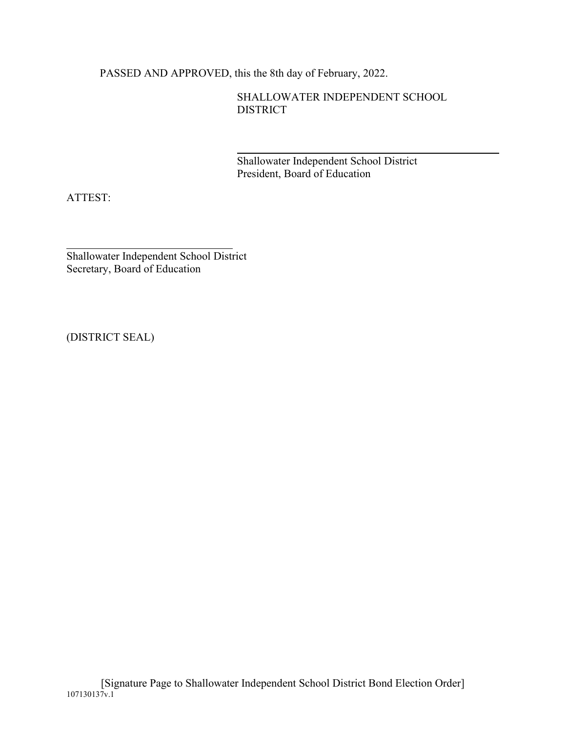PASSED AND APPROVED, this the 8th day of February, 2022.

SHALLOWATER INDEPENDENT SCHOOL DISTRICT

\_\_\_\_\_\_\_\_\_\_\_\_\_\_\_\_\_\_\_\_\_\_\_\_\_\_\_\_\_\_\_\_\_\_\_\_\_\_\_\_

Shallowater Independent School District
President, Board of Education

ATTEST:

\_\_\_\_\_\_\_\_\_\_\_\_\_\_\_\_\_\_\_\_\_\_\_\_\_\_\_\_\_\_\_\_

Shallowater Independent School District
Secretary, Board of Education

(DISTRICT SEAL)

[Signature Page to Shallowater Independent School District Bond Election Order]

107130137v.1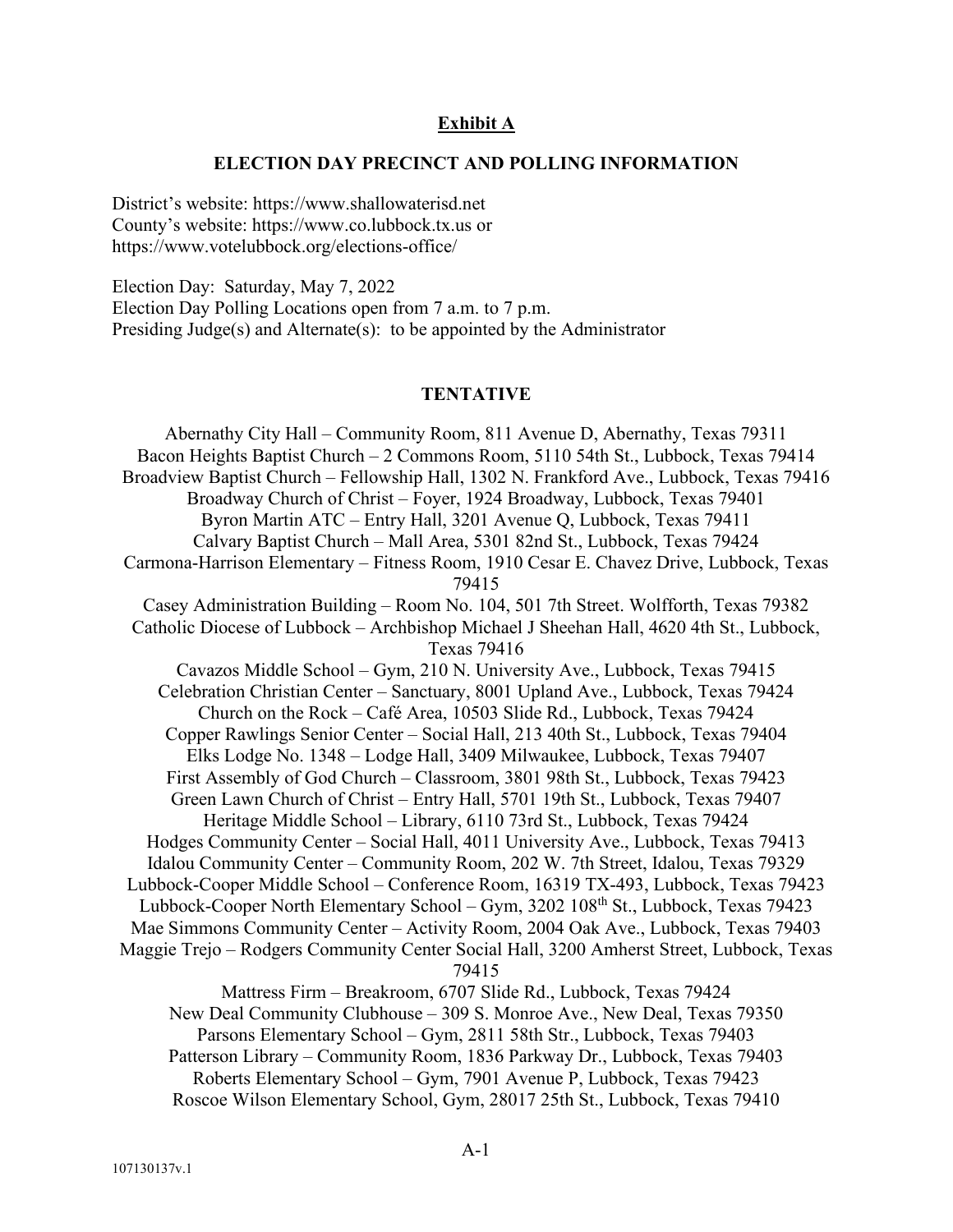**Exhibit A**

**ELECTION DAY PRECINCT AND POLLING INFORMATION**

District's website: https://www.shallowaterisd.net
County's website: https://www.co.lubbock.tx.us or
https://www.votelubbock.org/elections-office/

Election Day: Saturday, May 7, 2022
Election Day Polling Locations open from 7 a.m. to 7 p.m.
Presiding Judge(s) and Alternate(s): to be appointed by the Administrator

**TENTATIVE**

Abernathy City Hall – Community Room, 811 Avenue D, Abernathy, Texas 79311
Bacon Heights Baptist Church – 2 Commons Room, 5110 54th St., Lubbock, Texas 79414
Broadview Baptist Church – Fellowship Hall, 1302 N. Frankford Ave., Lubbock, Texas 79416
Broadway Church of Christ – Foyer, 1924 Broadway, Lubbock, Texas 79401
Byron Martin ATC – Entry Hall, 3201 Avenue Q, Lubbock, Texas 79411
Calvary Baptist Church – Mall Area, 5301 82nd St., Lubbock, Texas 79424
Carmona-Harrison Elementary – Fitness Room, 1910 Cesar E. Chavez Drive, Lubbock, Texas 79415
Casey Administration Building – Room No. 104, 501 7th Street. Wolfforth, Texas 79382
Catholic Diocese of Lubbock – Archbishop Michael J Sheehan Hall, 4620 4th St., Lubbock, Texas 79416
Cavazos Middle School – Gym, 210 N. University Ave., Lubbock, Texas 79415
Celebration Christian Center – Sanctuary, 8001 Upland Ave., Lubbock, Texas 79424
Church on the Rock – Café Area, 10503 Slide Rd., Lubbock, Texas 79424
Copper Rawlings Senior Center – Social Hall, 213 40th St., Lubbock, Texas 79404
Elks Lodge No. 1348 – Lodge Hall, 3409 Milwaukee, Lubbock, Texas 79407
First Assembly of God Church – Classroom, 3801 98th St., Lubbock, Texas 79423
Green Lawn Church of Christ – Entry Hall, 5701 19th St., Lubbock, Texas 79407
Heritage Middle School – Library, 6110 73rd St., Lubbock, Texas 79424
Hodges Community Center – Social Hall, 4011 University Ave., Lubbock, Texas 79413
Idalou Community Center – Community Room, 202 W. 7th Street, Idalou, Texas 79329
Lubbock-Cooper Middle School – Conference Room, 16319 TX-493, Lubbock, Texas 79423
Lubbock-Cooper North Elementary School – Gym, 3202 108th St., Lubbock, Texas 79423
Mae Simmons Community Center – Activity Room, 2004 Oak Ave., Lubbock, Texas 79403
Maggie Trejo – Rodgers Community Center Social Hall, 3200 Amherst Street, Lubbock, Texas 79415
Mattress Firm – Breakroom, 6707 Slide Rd., Lubbock, Texas 79424
New Deal Community Clubhouse – 309 S. Monroe Ave., New Deal, Texas 79350
Parsons Elementary School – Gym, 2811 58th Str., Lubbock, Texas 79403
Patterson Library – Community Room, 1836 Parkway Dr., Lubbock, Texas 79403
Roberts Elementary School – Gym, 7901 Avenue P, Lubbock, Texas 79423
Roscoe Wilson Elementary School, Gym, 28017 25th St., Lubbock, Texas 79410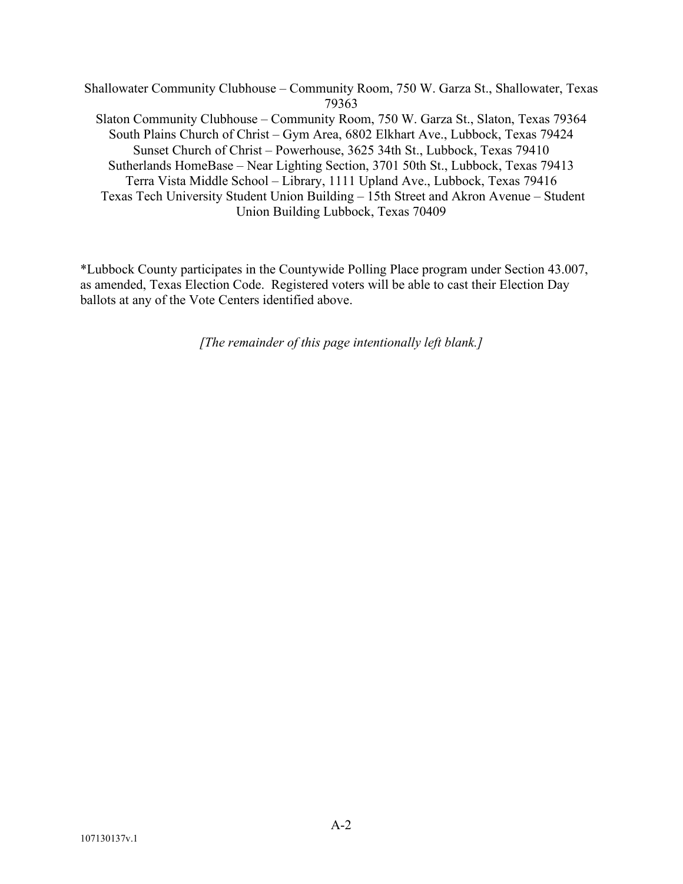Shallowater Community Clubhouse – Community Room, 750 W. Garza St., Shallowater, Texas 79363

Slaton Community Clubhouse – Community Room, 750 W. Garza St., Slaton, Texas 79364

South Plains Church of Christ – Gym Area, 6802 Elkhart Ave., Lubbock, Texas 79424

Sunset Church of Christ – Powerhouse, 3625 34th St., Lubbock, Texas 79410

Sutherlands HomeBase – Near Lighting Section, 3701 50th St., Lubbock, Texas 79413

Terra Vista Middle School – Library, 1111 Upland Ave., Lubbock, Texas 79416

Texas Tech University Student Union Building – 15th Street and Akron Avenue – Student Union Building Lubbock, Texas 70409

*Lubbock County participates in the Countywide Polling Place program under Section 43.007, as amended, Texas Election Code. Registered voters will be able to cast their Election Day ballots at any of the Vote Centers identified above.

*[The remainder of this page intentionally left blank.]*

107130137v.1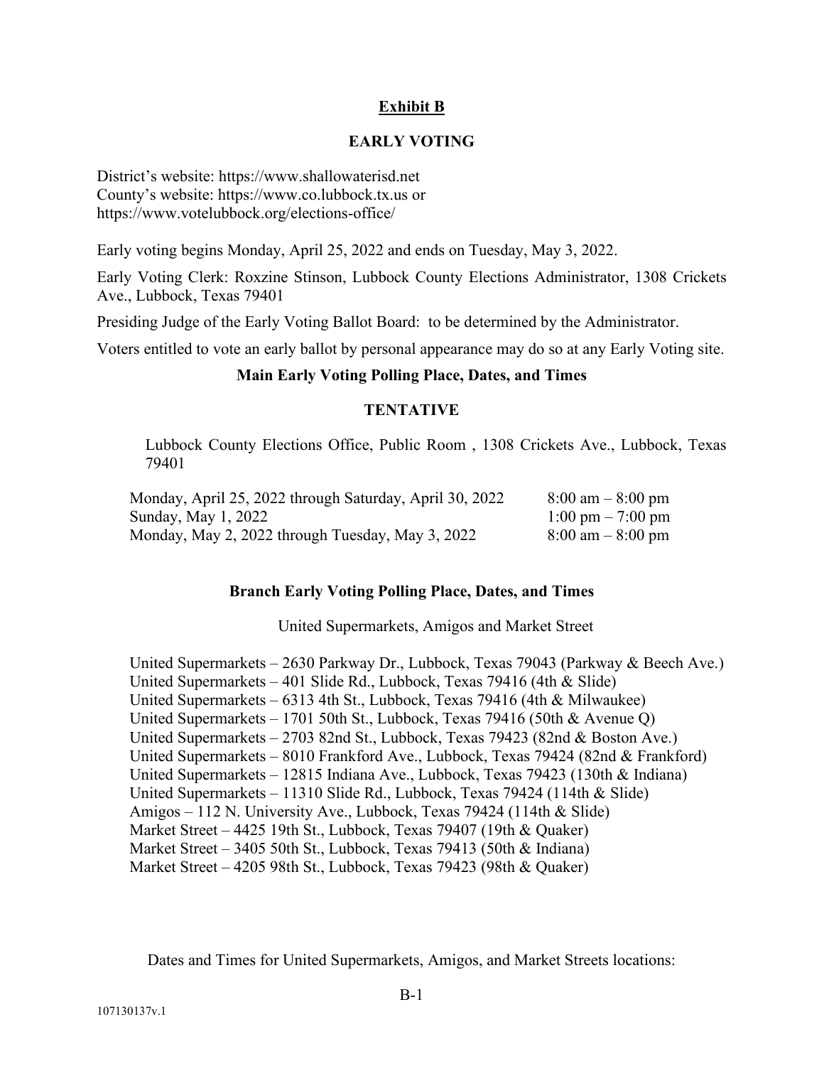## Exhibit B

## EARLY VOTING

District's website: https://www.shallowaterisd.net
County's website: https://www.co.lubbock.tx.us or
https://www.votelubbock.org/elections-office/

Early voting begins Monday, April 25, 2022 and ends on Tuesday, May 3, 2022.

Early Voting Clerk: Roxzine Stinson, Lubbock County Elections Administrator, 1308 Crickets Ave., Lubbock, Texas 79401

Presiding Judge of the Early Voting Ballot Board: to be determined by the Administrator.

Voters entitled to vote an early ballot by personal appearance may do so at any Early Voting site.

### Main Early Voting Polling Place, Dates, and Times

### TENTATIVE

Lubbock County Elections Office, Public Room , 1308 Crickets Ave., Lubbock, Texas 79401

| | |
|---|---|
| Monday, April 25, 2022 through Saturday, April 30, 2022 | 8:00 am – 8:00 pm |
| Sunday, May 1, 2022 | 1:00 pm – 7:00 pm |
| Monday, May 2, 2022 through Tuesday, May 3, 2022 | 8:00 am – 8:00 pm |

### Branch Early Voting Polling Place, Dates, and Times

United Supermarkets, Amigos and Market Street

United Supermarkets – 2630 Parkway Dr., Lubbock, Texas 79043 (Parkway & Beech Ave.)
United Supermarkets – 401 Slide Rd., Lubbock, Texas 79416 (4th & Slide)
United Supermarkets – 6313 4th St., Lubbock, Texas 79416 (4th & Milwaukee)
United Supermarkets – 1701 50th St., Lubbock, Texas 79416 (50th & Avenue Q)
United Supermarkets – 2703 82nd St., Lubbock, Texas 79423 (82nd & Boston Ave.)
United Supermarkets – 8010 Frankford Ave., Lubbock, Texas 79424 (82nd & Frankford)
United Supermarkets – 12815 Indiana Ave., Lubbock, Texas 79423 (130th & Indiana)
United Supermarkets – 11310 Slide Rd., Lubbock, Texas 79424 (114th & Slide)
Amigos – 112 N. University Ave., Lubbock, Texas 79424 (114th & Slide)
Market Street – 4425 19th St., Lubbock, Texas 79407 (19th & Quaker)
Market Street – 3405 50th St., Lubbock, Texas 79413 (50th & Indiana)
Market Street – 4205 98th St., Lubbock, Texas 79423 (98th & Quaker)

Dates and Times for United Supermarkets, Amigos, and Market Streets locations: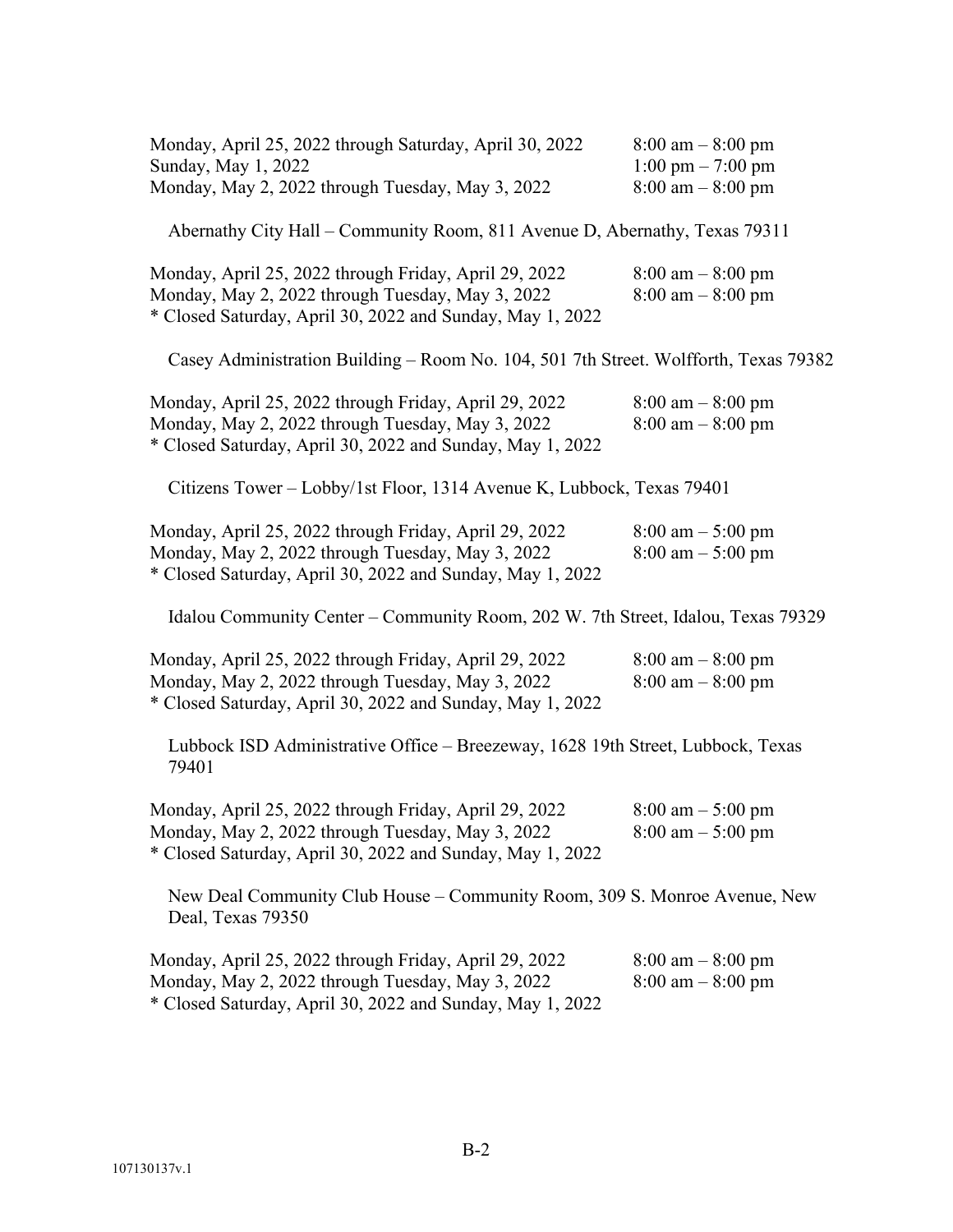| | |
|---|---|
| Monday, April 25, 2022 through Saturday, April 30, 2022 | 8:00 am – 8:00 pm |
| Sunday, May 1, 2022 | 1:00 pm – 7:00 pm |
| Monday, May 2, 2022 through Tuesday, May 3, 2022 | 8:00 am – 8:00 pm |

Abernathy City Hall – Community Room, 811 Avenue D, Abernathy, Texas 79311

| | |
|---|---|
| Monday, April 25, 2022 through Friday, April 29, 2022 | 8:00 am – 8:00 pm |
| Monday, May 2, 2022 through Tuesday, May 3, 2022 | 8:00 am – 8:00 pm |

* Closed Saturday, April 30, 2022 and Sunday, May 1, 2022

Casey Administration Building – Room No. 104, 501 7th Street. Wolfforth, Texas 79382

| | |
|---|---|
| Monday, April 25, 2022 through Friday, April 29, 2022 | 8:00 am – 8:00 pm |
| Monday, May 2, 2022 through Tuesday, May 3, 2022 | 8:00 am – 8:00 pm |

* Closed Saturday, April 30, 2022 and Sunday, May 1, 2022

Citizens Tower – Lobby/1st Floor, 1314 Avenue K, Lubbock, Texas 79401

| | |
|---|---|
| Monday, April 25, 2022 through Friday, April 29, 2022 | 8:00 am – 5:00 pm |
| Monday, May 2, 2022 through Tuesday, May 3, 2022 | 8:00 am – 5:00 pm |

* Closed Saturday, April 30, 2022 and Sunday, May 1, 2022

Idalou Community Center – Community Room, 202 W. 7th Street, Idalou, Texas 79329

| | |
|---|---|
| Monday, April 25, 2022 through Friday, April 29, 2022 | 8:00 am – 8:00 pm |
| Monday, May 2, 2022 through Tuesday, May 3, 2022 | 8:00 am – 8:00 pm |

* Closed Saturday, April 30, 2022 and Sunday, May 1, 2022

Lubbock ISD Administrative Office – Breezeway, 1628 19th Street, Lubbock, Texas 79401

| | |
|---|---|
| Monday, April 25, 2022 through Friday, April 29, 2022 | 8:00 am – 5:00 pm |
| Monday, May 2, 2022 through Tuesday, May 3, 2022 | 8:00 am – 5:00 pm |

* Closed Saturday, April 30, 2022 and Sunday, May 1, 2022

New Deal Community Club House – Community Room, 309 S. Monroe Avenue, New Deal, Texas 79350

| | |
|---|---|
| Monday, April 25, 2022 through Friday, April 29, 2022 | 8:00 am – 8:00 pm |
| Monday, May 2, 2022 through Tuesday, May 3, 2022 | 8:00 am – 8:00 pm |

* Closed Saturday, April 30, 2022 and Sunday, May 1, 2022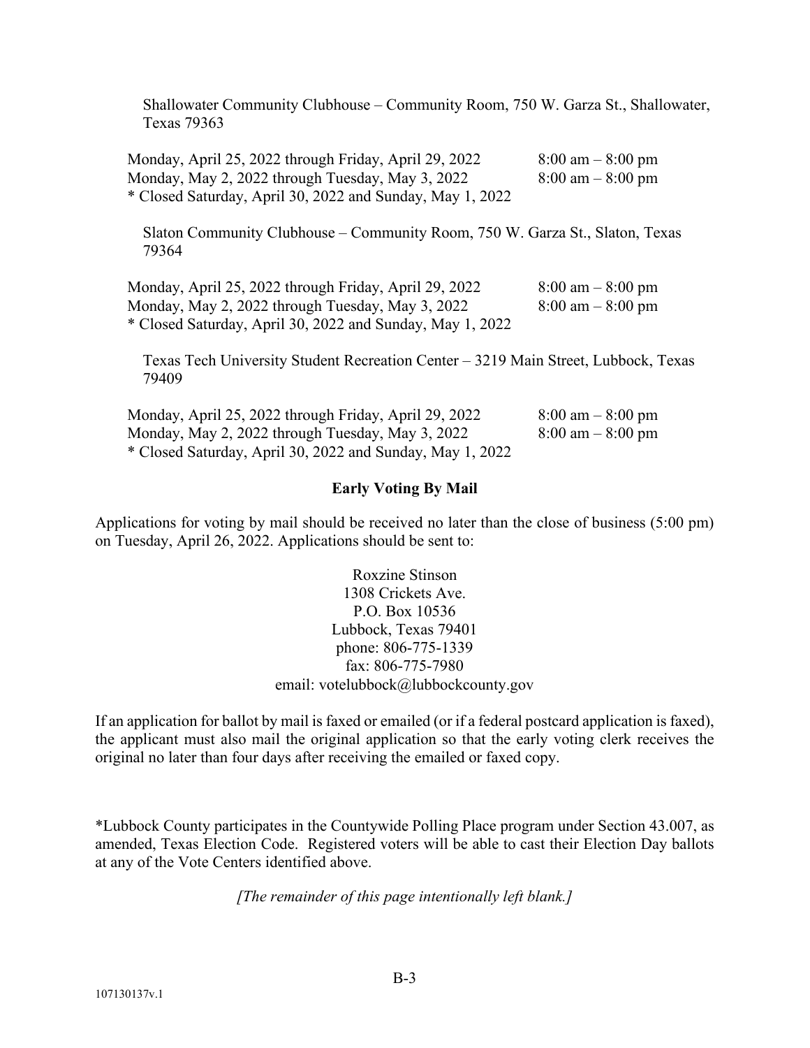Shallowater Community Clubhouse – Community Room, 750 W. Garza St., Shallowater, Texas 79363

| | |
|---|---|
| Monday, April 25, 2022 through Friday, April 29, 2022 | 8:00 am – 8:00 pm |
| Monday, May 2, 2022 through Tuesday, May 3, 2022 | 8:00 am – 8:00 pm |

* Closed Saturday, April 30, 2022 and Sunday, May 1, 2022

Slaton Community Clubhouse – Community Room, 750 W. Garza St., Slaton, Texas 79364

| | |
|---|---|
| Monday, April 25, 2022 through Friday, April 29, 2022 | 8:00 am – 8:00 pm |
| Monday, May 2, 2022 through Tuesday, May 3, 2022 | 8:00 am – 8:00 pm |

* Closed Saturday, April 30, 2022 and Sunday, May 1, 2022

Texas Tech University Student Recreation Center – 3219 Main Street, Lubbock, Texas 79409

| | |
|---|---|
| Monday, April 25, 2022 through Friday, April 29, 2022 | 8:00 am – 8:00 pm |
| Monday, May 2, 2022 through Tuesday, May 3, 2022 | 8:00 am – 8:00 pm |

* Closed Saturday, April 30, 2022 and Sunday, May 1, 2022

**Early Voting By Mail**

Applications for voting by mail should be received no later than the close of business (5:00 pm) on Tuesday, April 26, 2022. Applications should be sent to:

Roxzine Stinson
1308 Crickets Ave.
P.O. Box 10536
Lubbock, Texas 79401
phone: 806-775-1339
fax: 806-775-7980
email: votelubbock@lubbockcounty.gov

If an application for ballot by mail is faxed or emailed (or if a federal postcard application is faxed), the applicant must also mail the original application so that the early voting clerk receives the original no later than four days after receiving the emailed or faxed copy.

*Lubbock County participates in the Countywide Polling Place program under Section 43.007, as amended, Texas Election Code. Registered voters will be able to cast their Election Day ballots at any of the Vote Centers identified above.

*[The remainder of this page intentionally left blank.]*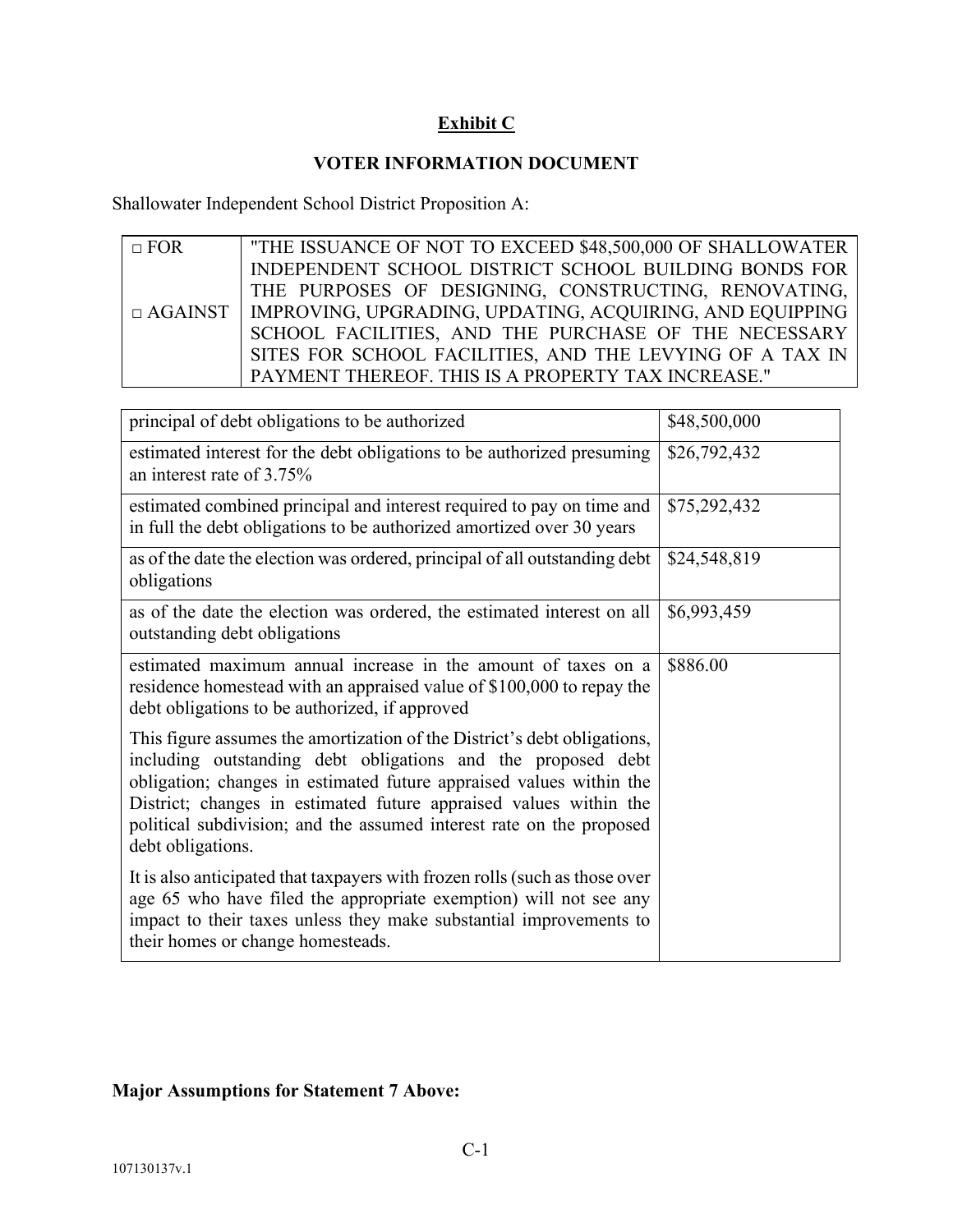# Exhibit C

## VOTER INFORMATION DOCUMENT

Shallowater Independent School District Proposition A:

| | |
|---|---|
| □ FOR<br><br>□ AGAINST | "THE ISSUANCE OF NOT TO EXCEED $48,500,000 OF SHALLOWATER INDEPENDENT SCHOOL DISTRICT SCHOOL BUILDING BONDS FOR THE PURPOSES OF DESIGNING, CONSTRUCTING, RENOVATING, IMPROVING, UPGRADING, UPDATING, ACQUIRING, AND EQUIPPING SCHOOL FACILITIES, AND THE PURCHASE OF THE NECESSARY SITES FOR SCHOOL FACILITIES, AND THE LEVYING OF A TAX IN PAYMENT THEREOF. THIS IS A PROPERTY TAX INCREASE." |

| | |
|---|---|
| principal of debt obligations to be authorized | $48,500,000 |
| estimated interest for the debt obligations to be authorized presuming an interest rate of 3.75% | $26,792,432 |
| estimated combined principal and interest required to pay on time and in full the debt obligations to be authorized amortized over 30 years | $75,292,432 |
| as of the date the election was ordered, principal of all outstanding debt obligations | $24,548,819 |
| as of the date the election was ordered, the estimated interest on all outstanding debt obligations | $6,993,459 |
| estimated maximum annual increase in the amount of taxes on a residence homestead with an appraised value of $100,000 to repay the debt obligations to be authorized, if approved<br><br>This figure assumes the amortization of the District's debt obligations, including outstanding debt obligations and the proposed debt obligation; changes in estimated future appraised values within the District; changes in estimated future appraised values within the political subdivision; and the assumed interest rate on the proposed debt obligations.<br><br>It is also anticipated that taxpayers with frozen rolls (such as those over age 65 who have filed the appropriate exemption) will not see any impact to their taxes unless they make substantial improvements to their homes or change homesteads. | $886.00 |

**Major Assumptions for Statement 7 Above:**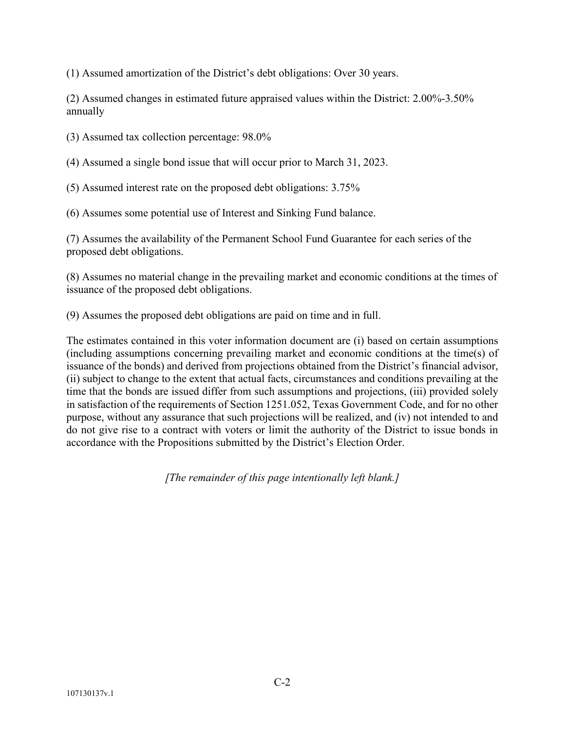(1) Assumed amortization of the District's debt obligations: Over 30 years.

(2) Assumed changes in estimated future appraised values within the District: 2.00%-3.50% annually

(3) Assumed tax collection percentage: 98.0%

(4) Assumed a single bond issue that will occur prior to March 31, 2023.

(5) Assumed interest rate on the proposed debt obligations: 3.75%

(6) Assumes some potential use of Interest and Sinking Fund balance.

(7) Assumes the availability of the Permanent School Fund Guarantee for each series of the proposed debt obligations.

(8) Assumes no material change in the prevailing market and economic conditions at the times of issuance of the proposed debt obligations.

(9) Assumes the proposed debt obligations are paid on time and in full.

The estimates contained in this voter information document are (i) based on certain assumptions (including assumptions concerning prevailing market and economic conditions at the time(s) of issuance of the bonds) and derived from projections obtained from the District's financial advisor, (ii) subject to change to the extent that actual facts, circumstances and conditions prevailing at the time that the bonds are issued differ from such assumptions and projections, (iii) provided solely in satisfaction of the requirements of Section 1251.052, Texas Government Code, and for no other purpose, without any assurance that such projections will be realized, and (iv) not intended to and do not give rise to a contract with voters or limit the authority of the District to issue bonds in accordance with the Propositions submitted by the District's Election Order.

*[The remainder of this page intentionally left blank.]*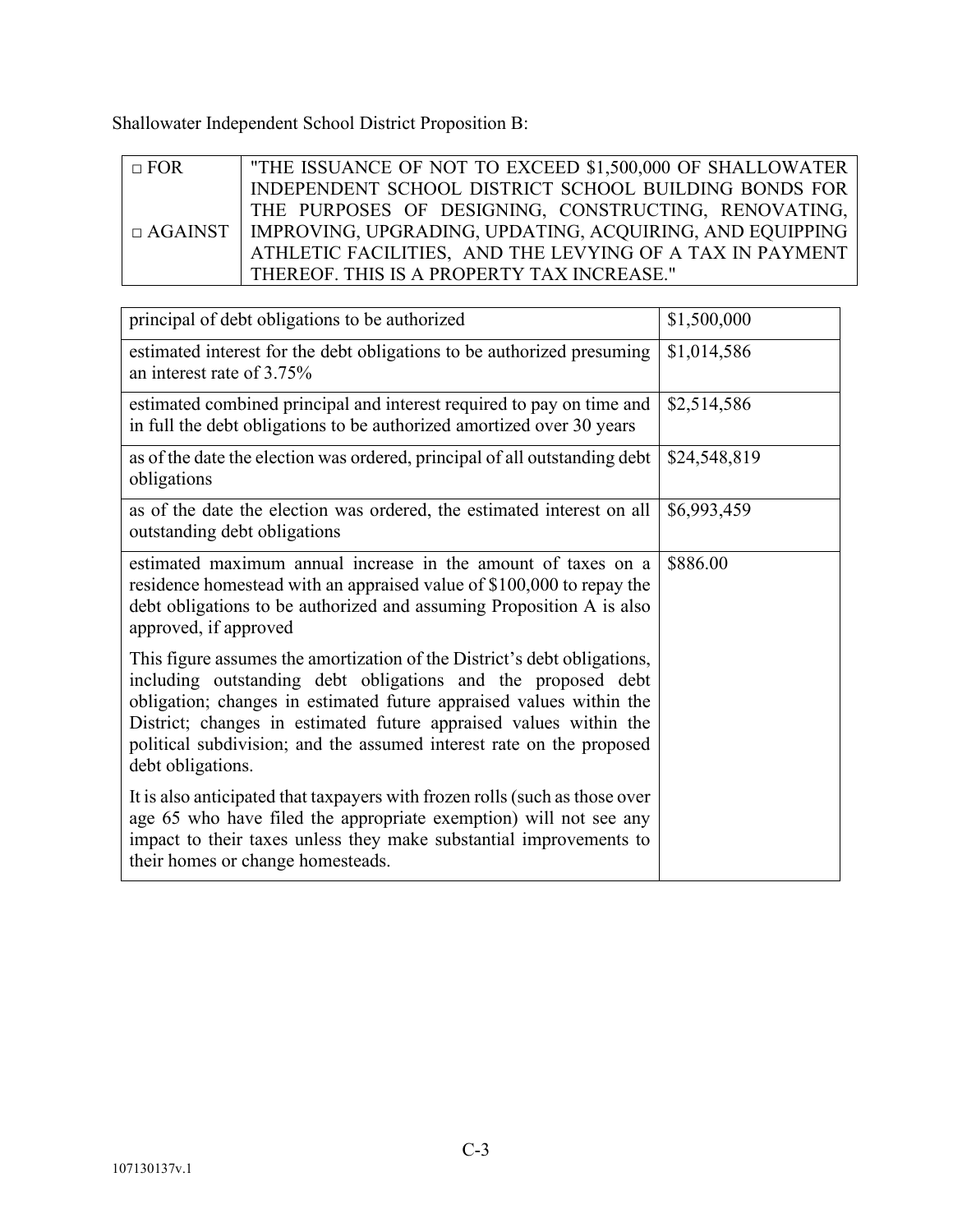Shallowater Independent School District Proposition B:

| | |
|---|---|
| □ FOR<br><br>□ AGAINST | "THE ISSUANCE OF NOT TO EXCEED $1,500,000 OF SHALLOWATER INDEPENDENT SCHOOL DISTRICT SCHOOL BUILDING BONDS FOR THE PURPOSES OF DESIGNING, CONSTRUCTING, RENOVATING, IMPROVING, UPGRADING, UPDATING, ACQUIRING, AND EQUIPPING ATHLETIC FACILITIES, AND THE LEVYING OF A TAX IN PAYMENT THEREOF. THIS IS A PROPERTY TAX INCREASE." |

| | |
|---|---|
| principal of debt obligations to be authorized | $1,500,000 |
| estimated interest for the debt obligations to be authorized presuming an interest rate of 3.75% | $1,014,586 |
| estimated combined principal and interest required to pay on time and in full the debt obligations to be authorized amortized over 30 years | $2,514,586 |
| as of the date the election was ordered, principal of all outstanding debt obligations | $24,548,819 |
| as of the date the election was ordered, the estimated interest on all outstanding debt obligations | $6,993,459 |
| estimated maximum annual increase in the amount of taxes on a residence homestead with an appraised value of $100,000 to repay the debt obligations to be authorized and assuming Proposition A is also approved, if approved<br><br>This figure assumes the amortization of the District's debt obligations, including outstanding debt obligations and the proposed debt obligation; changes in estimated future appraised values within the District; changes in estimated future appraised values within the political subdivision; and the assumed interest rate on the proposed debt obligations.<br><br>It is also anticipated that taxpayers with frozen rolls (such as those over age 65 who have filed the appropriate exemption) will not see any impact to their taxes unless they make substantial improvements to their homes or change homesteads. | $886.00 |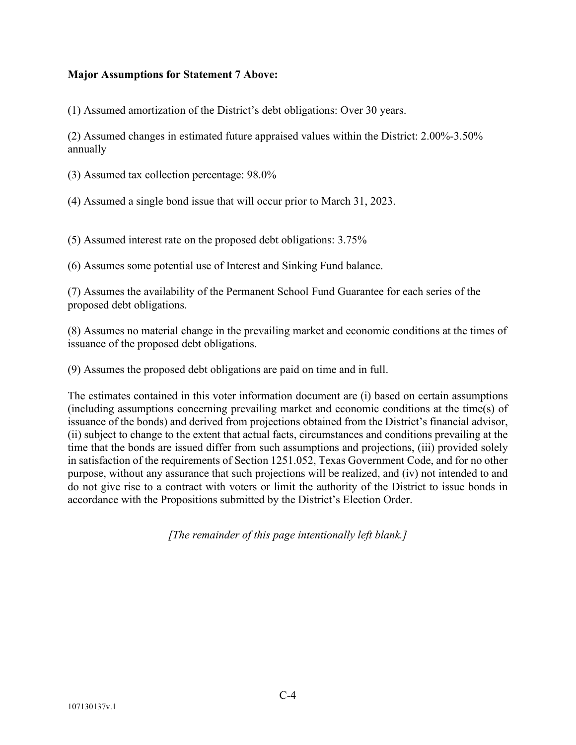**Major Assumptions for Statement 7 Above:**

(1) Assumed amortization of the District's debt obligations: Over 30 years.

(2) Assumed changes in estimated future appraised values within the District: 2.00%-3.50% annually

(3) Assumed tax collection percentage: 98.0%

(4) Assumed a single bond issue that will occur prior to March 31, 2023.

(5) Assumed interest rate on the proposed debt obligations: 3.75%

(6) Assumes some potential use of Interest and Sinking Fund balance.

(7) Assumes the availability of the Permanent School Fund Guarantee for each series of the proposed debt obligations.

(8) Assumes no material change in the prevailing market and economic conditions at the times of issuance of the proposed debt obligations.

(9) Assumes the proposed debt obligations are paid on time and in full.

The estimates contained in this voter information document are (i) based on certain assumptions (including assumptions concerning prevailing market and economic conditions at the time(s) of issuance of the bonds) and derived from projections obtained from the District's financial advisor, (ii) subject to change to the extent that actual facts, circumstances and conditions prevailing at the time that the bonds are issued differ from such assumptions and projections, (iii) provided solely in satisfaction of the requirements of Section 1251.052, Texas Government Code, and for no other purpose, without any assurance that such projections will be realized, and (iv) not intended to and do not give rise to a contract with voters or limit the authority of the District to issue bonds in accordance with the Propositions submitted by the District's Election Order.

*[The remainder of this page intentionally left blank.]*

107130137v.1